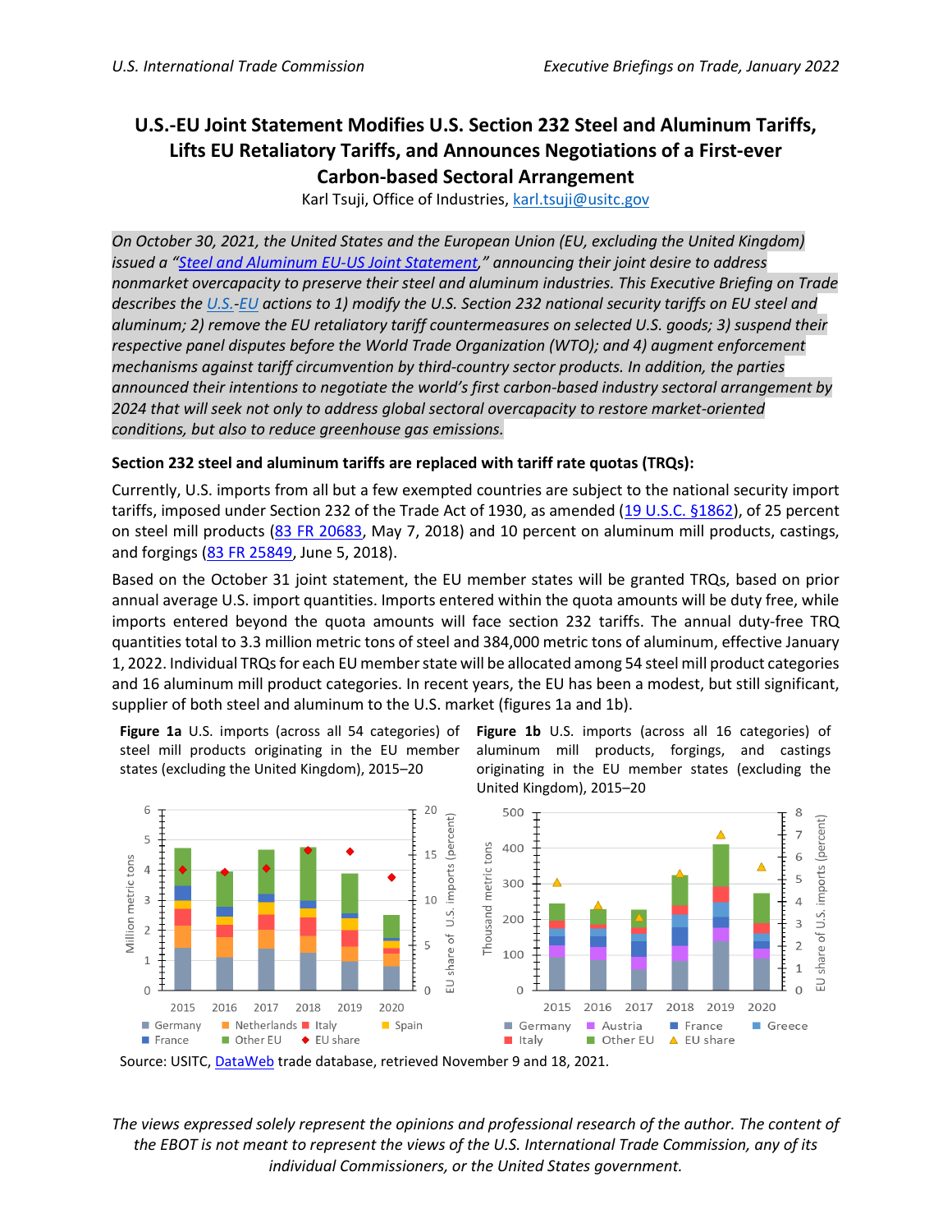# U.S.-EU Joint Statement Modifies U.S. Section 232 Steel and Aluminum Tariffs, Lifts EU Retaliatory Tariffs, and Announces Negotiations of a First-ever Carbon-based Sectoral Arrangement

Karl Tsuji, Office of Industries, karl.tsuji@usitc.gov

*On October 30, 2021, the United States and the European Union (EU, excluding the United Kingdom) issued a "Steel and Aluminum EU-US Joint Statement," announcing their joint desire to address nonmarket overcapacity to preserve their steel and aluminum industries. This Executive Briefing on Trade describes the U.S.-EU actions to 1) modify the U.S. Section 232 national security tariffs on EU steel and aluminum; 2) remove the EU retaliatory tariff countermeasures on selected U.S. goods; 3) suspend their respective panel disputes before the World Trade Organization (WTO); and 4) augment enforcement mechanisms against tariff circumvention by third-country sector products. In addition, the parties announced their intentions to negotiate the world's first carbon-based industry sectoral arrangement by 2024 that will seek not only to address global sectoral overcapacity to restore market-oriented conditions, but also to reduce greenhouse gas emissions.*

**Section 232 steel and aluminum tariffs are replaced with tariff rate quotas (TRQs):**

Currently, U.S. imports from all but a few exempted countries are subject to the national security import tariffs, imposed under Section 232 of the Trade Act of 1930, as amended (19 U.S.C. §1862), of 25 percent on steel mill products (83 FR 20683, May 7, 2018) and 10 percent on aluminum mill products, castings, and forgings (83 FR 25849, June 5, 2018).

Based on the October 31 joint statement, the EU member states will be granted TRQs, based on prior annual average U.S. import quantities. Imports entered within the quota amounts will be duty free, while imports entered beyond the quota amounts will face section 232 tariffs. The annual duty-free TRQ quantities total to 3.3 million metric tons of steel and 384,000 metric tons of aluminum, effective January 1, 2022. Individual TRQs for each EU member state will be allocated among 54 steel mill product categories and 16 aluminum mill product categories. In recent years, the EU has been a modest, but still significant, supplier of both steel and aluminum to the U.S. market (figures 1a and 1b).

**Figure 1a** U.S. imports (across all 54 categories) of steel mill products originating in the EU member states (excluding the United Kingdom), 2015–20

**Figure 1b** U.S. imports (across all 16 categories) of aluminum mill products, forgings, and castings originating in the EU member states (excluding the United Kingdom), 2015–20

Source: USITC, DataWeb trade database, retrieved November 9 and 18, 2021.

*The views expressed solely represent the opinions and professional research of the author. The content of the EBOT is not meant to represent the views of the U.S. International Trade Commission, any of its individual Commissioners, or the United States government.*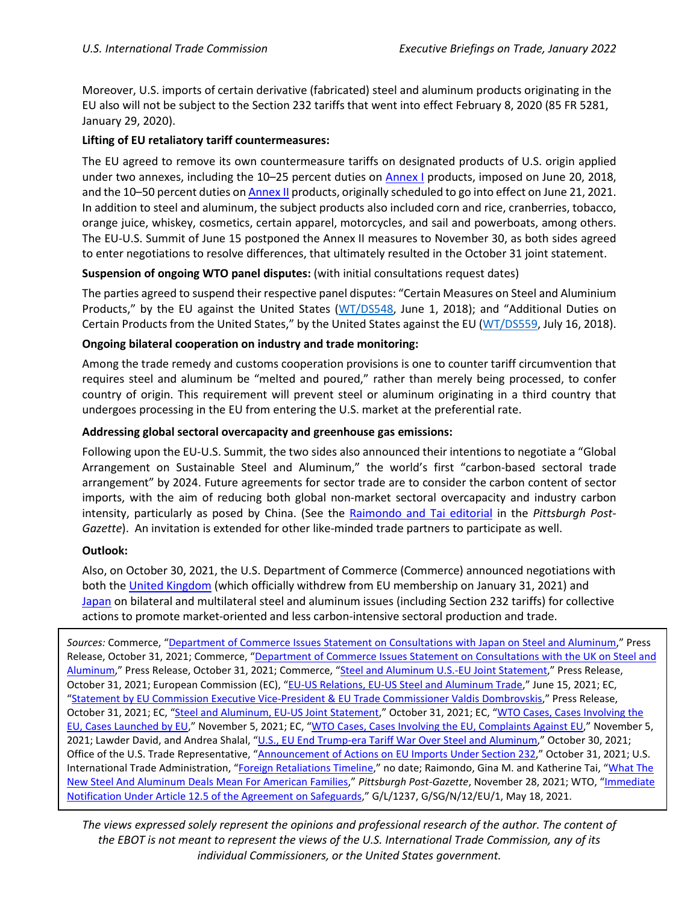Moreover, U.S. imports of certain derivative (fabricated) steel and aluminum products originating in the EU also will not be subject to the Section 232 tariffs that went into effect February 8, 2020 (85 FR 5281, January 29, 2020).

**Lifting of EU retaliatory tariff countermeasures:**

The EU agreed to remove its own countermeasure tariffs on designated products of U.S. origin applied under two annexes, including the 10–25 percent duties on Annex I products, imposed on June 20, 2018, and the 10–50 percent duties on Annex II products, originally scheduled to go into effect on June 21, 2021. In addition to steel and aluminum, the subject products also included corn and rice, cranberries, tobacco, orange juice, whiskey, cosmetics, certain apparel, motorcycles, and sail and powerboats, among others. The EU-U.S. Summit of June 15 postponed the Annex II measures to November 30, as both sides agreed to enter negotiations to resolve differences, that ultimately resulted in the October 31 joint statement.

**Suspension of ongoing WTO panel disputes:** (with initial consultations request dates)

The parties agreed to suspend their respective panel disputes: "Certain Measures on Steel and Aluminium Products," by the EU against the United States (WT/DS548, June 1, 2018); and "Additional Duties on Certain Products from the United States," by the United States against the EU (WT/DS559, July 16, 2018).

**Ongoing bilateral cooperation on industry and trade monitoring:**

Among the trade remedy and customs cooperation provisions is one to counter tariff circumvention that requires steel and aluminum be "melted and poured," rather than merely being processed, to confer country of origin. This requirement will prevent steel or aluminum originating in a third country that undergoes processing in the EU from entering the U.S. market at the preferential rate.

**Addressing global sectoral overcapacity and greenhouse gas emissions:**

Following upon the EU-U.S. Summit, the two sides also announced their intentions to negotiate a "Global Arrangement on Sustainable Steel and Aluminum," the world's first "carbon-based sectoral trade arrangement" by 2024. Future agreements for sector trade are to consider the carbon content of sector imports, with the aim of reducing both global non-market sectoral overcapacity and industry carbon intensity, particularly as posed by China. (See the Raimondo and Tai editorial in the *Pittsburgh Post-Gazette*). An invitation is extended for other like-minded trade partners to participate as well.

**Outlook:**

Also, on October 30, 2021, the U.S. Department of Commerce (Commerce) announced negotiations with both the United Kingdom (which officially withdrew from EU membership on January 31, 2021) and Japan on bilateral and multilateral steel and aluminum issues (including Section 232 tariffs) for collective actions to promote market-oriented and less carbon-intensive sectoral production and trade.

*Sources:* Commerce, "Department of Commerce Issues Statement on Consultations with Japan on Steel and Aluminum," Press Release, October 31, 2021; Commerce, "Department of Commerce Issues Statement on Consultations with the UK on Steel and Aluminum," Press Release, October 31, 2021; Commerce, "Steel and Aluminum U.S.-EU Joint Statement," Press Release, October 31, 2021; European Commission (EC), "EU-US Relations, EU-US Steel and Aluminum Trade," June 15, 2021; EC, "Statement by EU Commission Executive Vice-President & EU Trade Commissioner Valdis Dombrovskis," Press Release, October 31, 2021; EC, "Steel and Aluminum, EU-US Joint Statement," October 31, 2021; EC, "WTO Cases, Cases Involving the EU, Cases Launched by EU," November 5, 2021; EC, "WTO Cases, Cases Involving the EU, Complaints Against EU," November 5, 2021; Lawder David, and Andrea Shalal, "U.S., EU End Trump-era Tariff War Over Steel and Aluminum," October 30, 2021; Office of the U.S. Trade Representative, "Announcement of Actions on EU Imports Under Section 232," October 31, 2021; U.S. International Trade Administration, "Foreign Retaliations Timeline," no date; Raimondo, Gina M. and Katherine Tai, "What The New Steel And Aluminum Deals Mean For American Families," *Pittsburgh Post-Gazette*, November 28, 2021; WTO, "Immediate Notification Under Article 12.5 of the Agreement on Safeguards," G/L/1237, G/SG/N/12/EU/1, May 18, 2021.

*The views expressed solely represent the opinions and professional research of the author. The content of the EBOT is not meant to represent the views of the U.S. International Trade Commission, any of its individual Commissioners, or the United States government.*